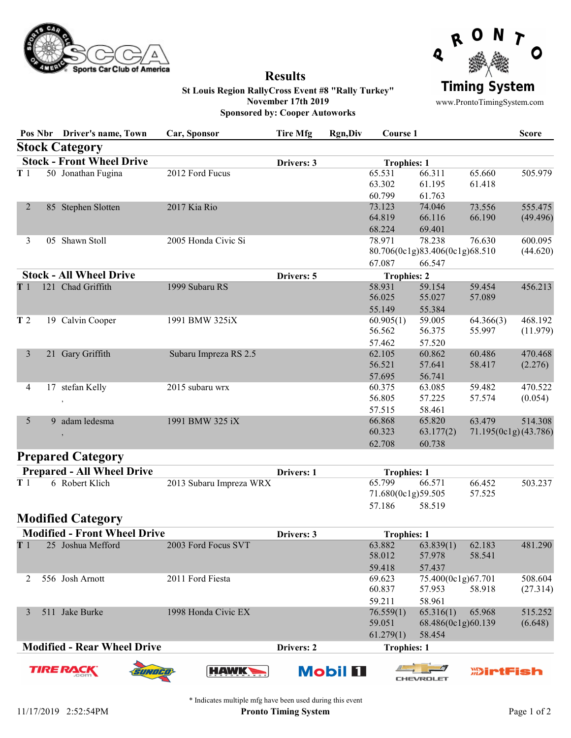# Results

**St Louis Region RallyCross Event #8 "Rally Turkey"**
**November 17th 2019**
**Sponsored by: Cooper Autoworks**

| Pos | Nbr | Driver's name, Town | Car, Sponsor | Tire Mfg | Rgn,Div | Course 1 | | | Score |
|---|---|---|---|---|---|---|---|---|---|
| **Stock Category** | | | | | | | | | |
| **Stock - Front Wheel Drive** | | | | **Drivers: 3** | | **Trophies: 1** | | | |
| T 1 | 50 | Jonathan Fugina | 2012 Ford Fucus | | | 65.531 | 66.311 | 65.660 | 505.979 |
| | | | | | | 63.302 | 61.195 | 61.418 | |
| | | | | | | 60.799 | 61.763 | | |
| 2 | 85 | Stephen Slotten | 2017 Kia Rio | | | 73.123 | 74.046 | 73.556 | 555.475 |
| | | | | | | 64.819 | 66.116 | 66.190 | (49.496) |
| | | | | | | 68.224 | 69.401 | | |
| 3 | 05 | Shawn Stoll | 2005 Honda Civic Si | | | 78.971 | 78.238 | 76.630 | 600.095 |
| | | | | | | 80.706(0c1g) | 83.406(0c1g) | 68.510 | (44.620) |
| | | | | | | 67.087 | 66.547 | | |
| **Stock - All Wheel Drive** | | | | **Drivers: 5** | | **Trophies: 2** | | | |
| T 1 | 121 | Chad Griffith | 1999 Subaru RS | | | 58.931 | 59.154 | 59.454 | 456.213 |
| | | | | | | 56.025 | 55.027 | 57.089 | |
| | | | | | | 55.149 | 55.384 | | |
| T 2 | 19 | Calvin Cooper | 1991 BMW 325iX | | | 60.905(1) | 59.005 | 64.366(3) | 468.192 |
| | | | | | | 56.562 | 56.375 | 55.997 | (11.979) |
| | | | | | | 57.462 | 57.520 | | |
| 3 | 21 | Gary Griffith | Subaru Impreza RS 2.5 | | | 62.105 | 60.862 | 60.486 | 470.468 |
| | | | | | | 56.521 | 57.641 | 58.417 | (2.276) |
| | | | | | | 57.695 | 56.741 | | |
| 4 | 17 | stefan Kelly<br>, | 2015 subaru wrx | | | 60.375 | 63.085 | 59.482 | 470.522 |
| | | | | | | 56.805 | 57.225 | 57.574 | (0.054) |
| | | | | | | 57.515 | 58.461 | | |
| 5 | 9 | adam ledesma<br>, | 1991 BMW 325 iX | | | 66.868 | 65.820 | 63.479 | 514.308 |
| | | | | | | 60.323 | 63.177(2) | 71.195(0c1g) | (43.786) |
| | | | | | | 62.708 | 60.738 | | |
| **Prepared Category** | | | | | | | | | |
| **Prepared - All Wheel Drive** | | | | **Drivers: 1** | | **Trophies: 1** | | | |
| T 1 | 6 | Robert Klich | 2013 Subaru Impreza WRX | | | 65.799 | 66.571 | 66.452 | 503.237 |
| | | | | | | 71.680(0c1g) | 59.505 | 57.525 | |
| | | | | | | 57.186 | 58.519 | | |
| **Modified Category** | | | | | | | | | |
| **Modified - Front Wheel Drive** | | | | **Drivers: 3** | | **Trophies: 1** | | | |
| T 1 | 25 | Joshua Mefford | 2003 Ford Focus SVT | | | 63.882 | 63.839(1) | 62.183 | 481.290 |
| | | | | | | 58.012 | 57.978 | 58.541 | |
| | | | | | | 59.418 | 57.437 | | |
| 2 | 556 | Josh Arnott | 2011 Ford Fiesta | | | 69.623 | 75.400(0c1g) | 67.701 | 508.604 |
| | | | | | | 60.837 | 57.953 | 58.918 | (27.314) |
| | | | | | | 59.211 | 58.961 | | |
| 3 | 511 | Jake Burke | 1998 Honda Civic EX | | | 76.559(1) | 65.316(1) | 65.968 | 515.252 |
| | | | | | | 59.051 | 68.486(0c1g) | 60.139 | (6.648) |
| | | | | | | 61.279(1) | 58.454 | | |
| **Modified - Rear Wheel Drive** | | | | **Drivers: 2** | | **Trophies: 1** | | | |

\* Indicates multiple mfg have been used during this event

11/17/2019 2:52:54PM — Pronto Timing System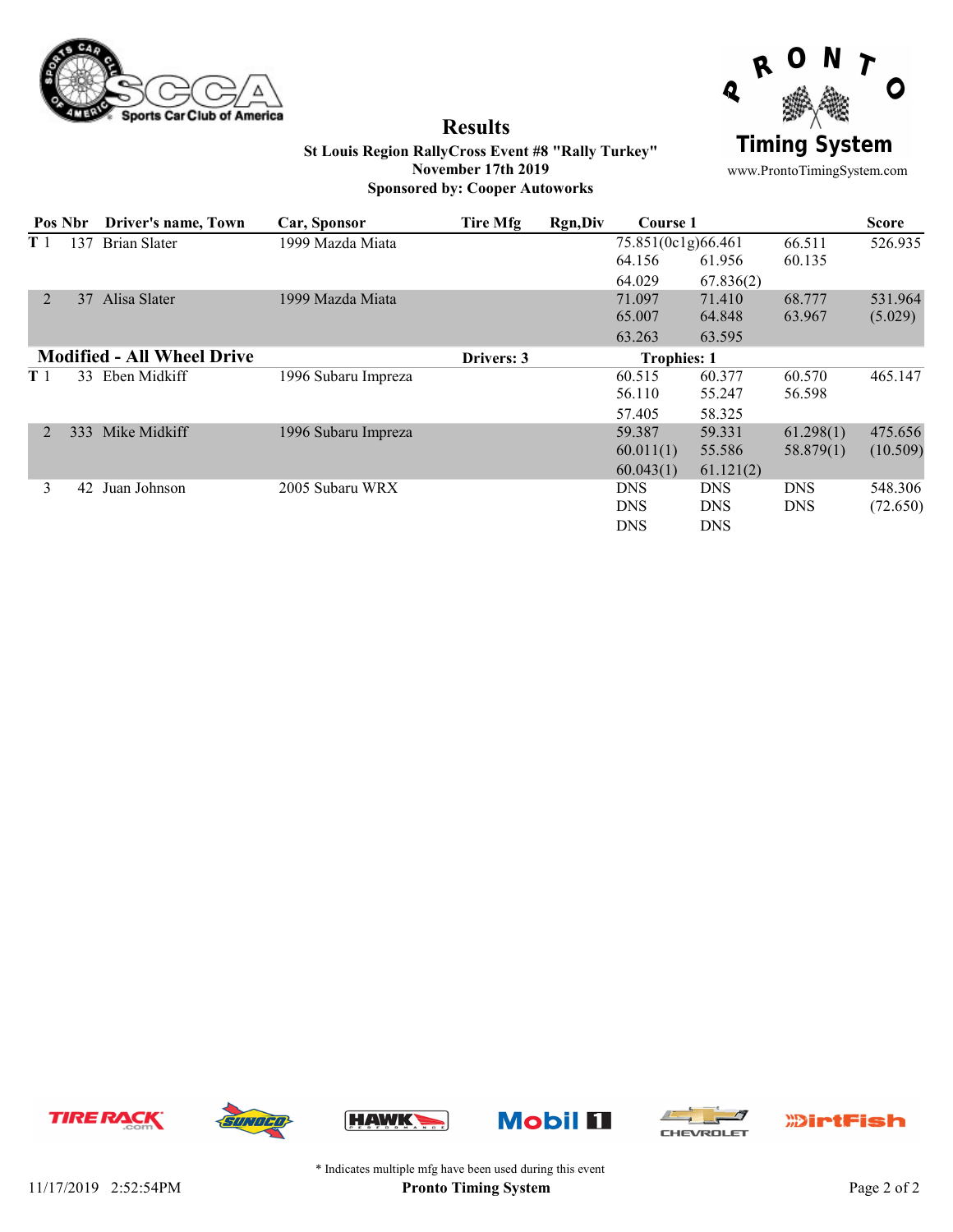## Results

**St Louis Region RallyCross Event #8 "Rally Turkey"**
**November 17th 2019**
**Sponsored by: Cooper Autoworks**

www.ProntoTimingSystem.com

| Pos | Nbr | Driver's name, Town | Car, Sponsor | Tire Mfg | Rgn,Div | Course 1 | | | Score |
|---|---|---|---|---|---|---|---|---|---|
| T 1 | 137 | Brian Slater | 1999 Mazda Miata | | | 75.851(0c1g) | 66.461 | 66.511 | 526.935 |
| | | | | | | 64.156 | 61.956 | 60.135 | |
| | | | | | | 64.029 | 67.836(2) | | |
| 2 | 37 | Alisa Slater | 1999 Mazda Miata | | | 71.097 | 71.410 | 68.777 | 531.964 |
| | | | | | | 65.007 | 64.848 | 63.967 | (5.029) |
| | | | | | | 63.263 | 63.595 | | |
| **Modified - All Wheel Drive** | | | | **Drivers: 3** | | **Trophies: 1** | | | |
| T 1 | 33 | Eben Midkiff | 1996 Subaru Impreza | | | 60.515 | 60.377 | 60.570 | 465.147 |
| | | | | | | 56.110 | 55.247 | 56.598 | |
| | | | | | | 57.405 | 58.325 | | |
| 2 | 333 | Mike Midkiff | 1996 Subaru Impreza | | | 59.387 | 59.331 | 61.298(1) | 475.656 |
| | | | | | | 60.011(1) | 55.586 | 58.879(1) | (10.509) |
| | | | | | | 60.043(1) | 61.121(2) | | |
| 3 | 42 | Juan Johnson | 2005 Subaru WRX | | | DNS | DNS | DNS | 548.306 |
| | | | | | | DNS | DNS | DNS | (72.650) |
| | | | | | | DNS | DNS | | |

\* Indicates multiple mfg have been used during this event

11/17/2019 2:52:54PM **Pronto Timing System**